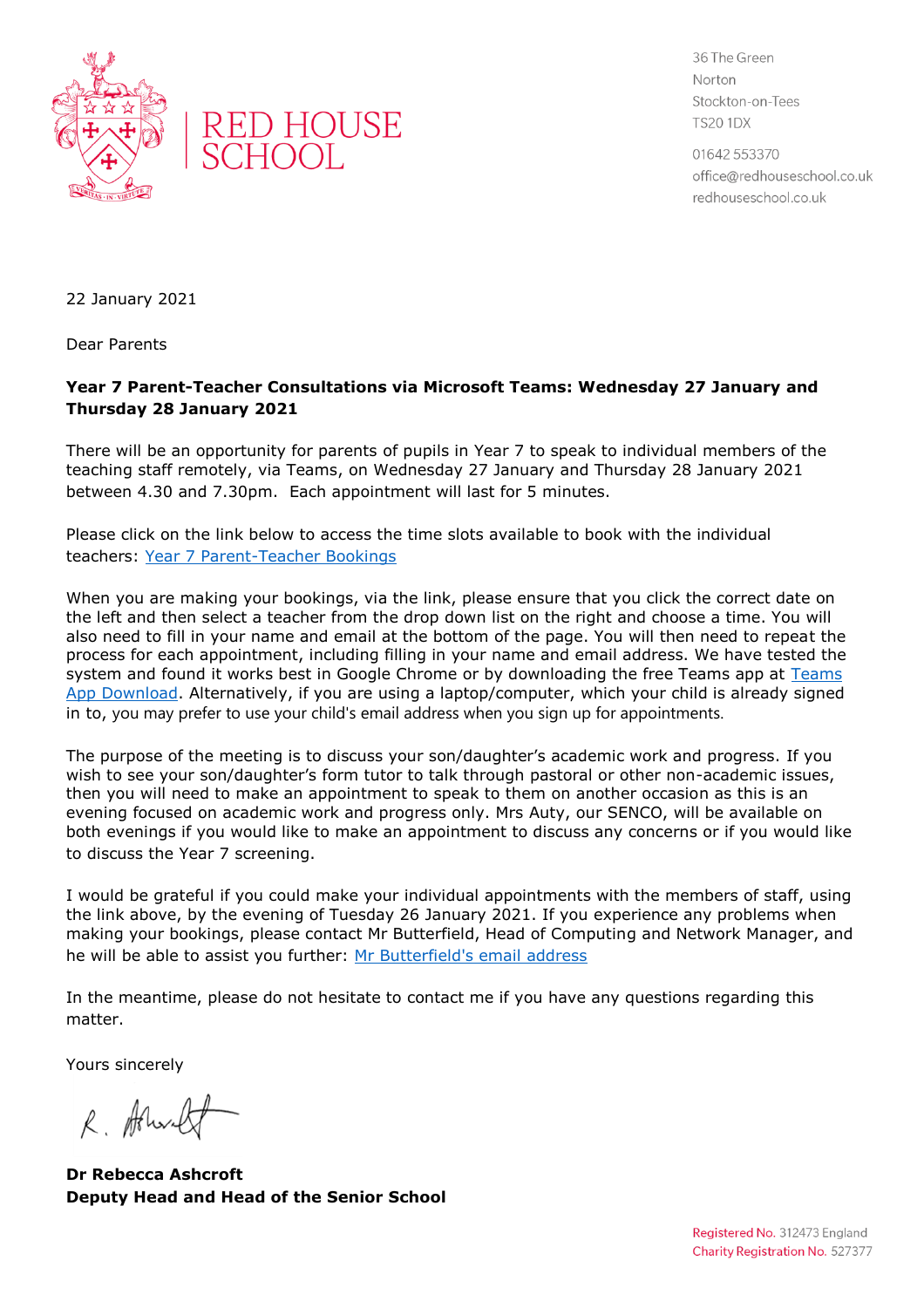RED HOUSE SCHOOL

36 The Green
Norton
Stockton-on-Tees
TS20 1DX

01642 553370
office@redhouseschool.co.uk
redhouseschool.co.uk

22 January 2021

Dear Parents

**Year 7 Parent-Teacher Consultations via Microsoft Teams: Wednesday 27 January and Thursday 28 January 2021**

There will be an opportunity for parents of pupils in Year 7 to speak to individual members of the teaching staff remotely, via Teams, on Wednesday 27 January and Thursday 28 January 2021 between 4.30 and 7.30pm. Each appointment will last for 5 minutes.

Please click on the link below to access the time slots available to book with the individual teachers: Year 7 Parent-Teacher Bookings

When you are making your bookings, via the link, please ensure that you click the correct date on the left and then select a teacher from the drop down list on the right and choose a time. You will also need to fill in your name and email at the bottom of the page. You will then need to repeat the process for each appointment, including filling in your name and email address. We have tested the system and found it works best in Google Chrome or by downloading the free Teams app at Teams App Download. Alternatively, if you are using a laptop/computer, which your child is already signed in to, you may prefer to use your child's email address when you sign up for appointments.

The purpose of the meeting is to discuss your son/daughter's academic work and progress. If you wish to see your son/daughter's form tutor to talk through pastoral or other non-academic issues, then you will need to make an appointment to speak to them on another occasion as this is an evening focused on academic work and progress only. Mrs Auty, our SENCO, will be available on both evenings if you would like to make an appointment to discuss any concerns or if you would like to discuss the Year 7 screening.

I would be grateful if you could make your individual appointments with the members of staff, using the link above, by the evening of Tuesday 26 January 2021. If you experience any problems when making your bookings, please contact Mr Butterfield, Head of Computing and Network Manager, and he will be able to assist you further: Mr Butterfield's email address

In the meantime, please do not hesitate to contact me if you have any questions regarding this matter.

Yours sincerely

R. Ashcroft

**Dr Rebecca Ashcroft**
**Deputy Head and Head of the Senior School**

Registered No. 312473 England
Charity Registration No. 527377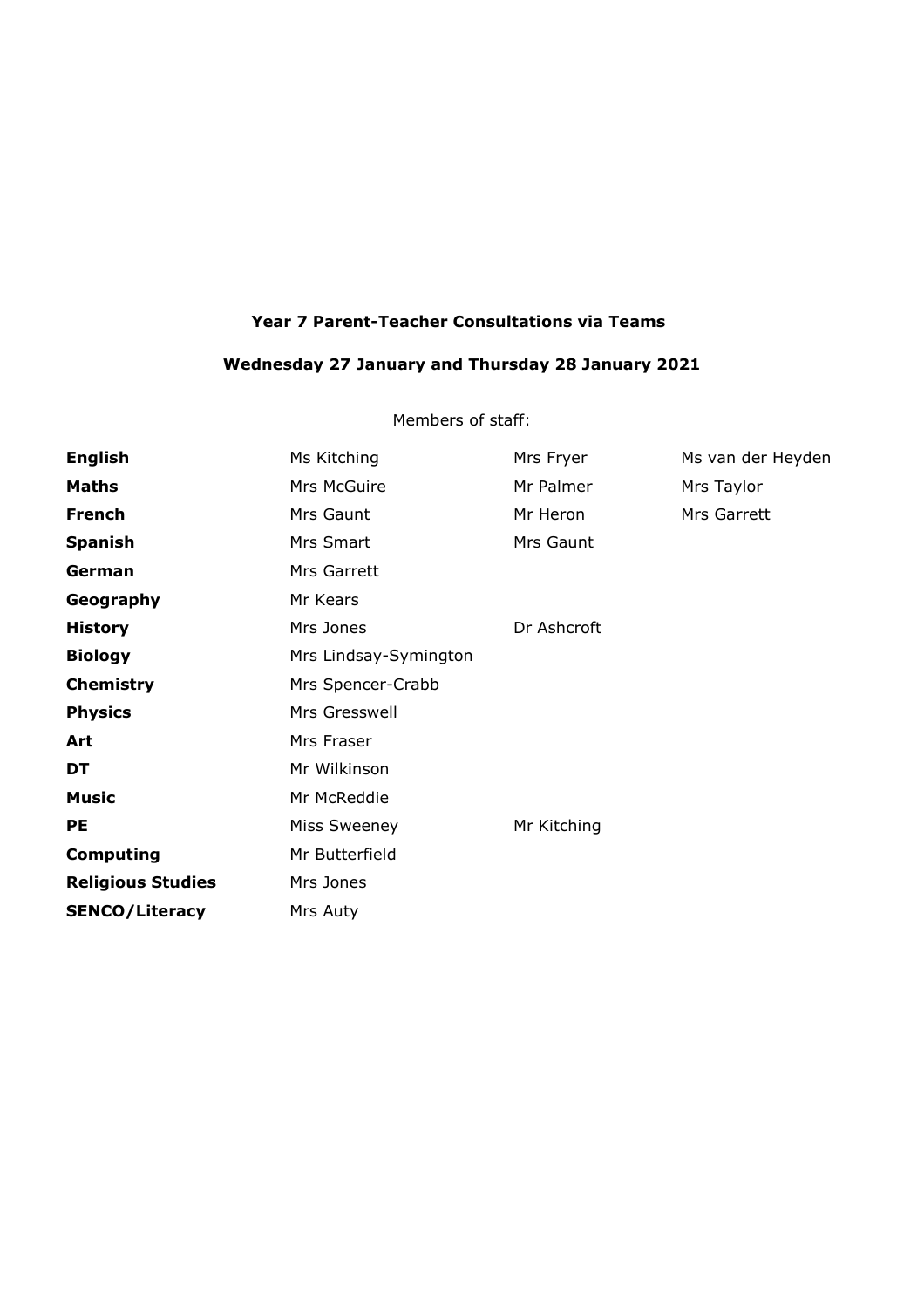**Year 7 Parent-Teacher Consultations via Teams**

**Wednesday 27 January and Thursday 28 January 2021**

Members of staff:

| | | | |
|---|---|---|---|
| **English** | Ms Kitching | Mrs Fryer | Ms van der Heyden |
| **Maths** | Mrs McGuire | Mr Palmer | Mrs Taylor |
| **French** | Mrs Gaunt | Mr Heron | Mrs Garrett |
| **Spanish** | Mrs Smart | Mrs Gaunt | |
| **German** | Mrs Garrett | | |
| **Geography** | Mr Kears | | |
| **History** | Mrs Jones | Dr Ashcroft | |
| **Biology** | Mrs Lindsay-Symington | | |
| **Chemistry** | Mrs Spencer-Crabb | | |
| **Physics** | Mrs Gresswell | | |
| **Art** | Mrs Fraser | | |
| **DT** | Mr Wilkinson | | |
| **Music** | Mr McReddie | | |
| **PE** | Miss Sweeney | Mr Kitching | |
| **Computing** | Mr Butterfield | | |
| **Religious Studies** | Mrs Jones | | |
| **SENCO/Literacy** | Mrs Auty | | |